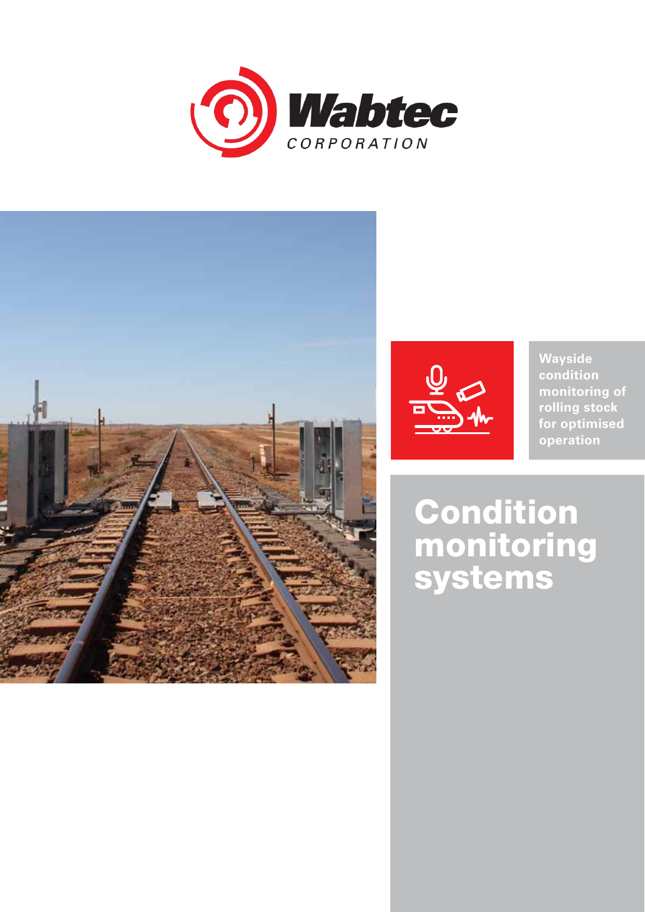Wabtec CORPORATION

Wayside condition monitoring of rolling stock for optimised operation

# Condition monitoring systems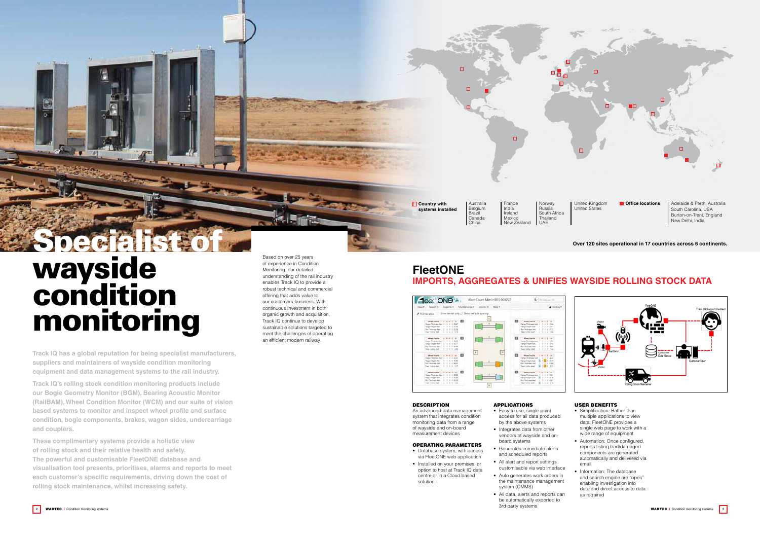# Specialist of wayside condition monitoring

Track IQ has a global reputation for being specialist manufacturers, suppliers and maintainers of wayside condition monitoring equipment and data management systems to the rail industry.

Track IQ's rolling stock condition monitoring products include our Bogie Geometry Monitor (BGM), Bearing Acoustic Monitor (RailBAM), Wheel Condition Monitor (WCM) and our suite of vision based systems to monitor and inspect wheel profile and surface condition, bogie components, brakes, wagon sides, undercarriage and couplers.

These complimentary systems provide a holistic view of rolling stock and their relative health and safety. The powerful and customisable FleetONE database and visualisation tool presents, prioritises, alarms and reports to meet each customer's specific requirements, driving down the cost of rolling stock maintenance, whilst increasing safety.

Based on over 25 years of experience in Condition Monitoring, our detailed understanding of the rail industry enables Track IQ to provide a robust technical and commercial offering that adds value to our customers business. With continuous investment in both organic growth and acquisition, Track IQ continue to develop sustainable solutions targeted to meet the challenges of operating an efficient modern railway.

**Country with systems installed**

Australia, Belgium, Brazil, Canada, China, France, India, Ireland, Mexico, New Zealand, Norway, Russia, South Africa, Thailand, UAE, United Kingdom, United States

**Office locations**

Adelaide & Perth, Australia
South Carolina, USA
Burton-on-Trent, England
New Delhi, India

**Over 120 sites operational in 17 countries across 6 continents.**

## FleetONE

### IMPORTS, AGGREGATES & UNIFIES WAYSIDE ROLLING STOCK DATA

#### DESCRIPTION

An advanced data management system that integrates condition monitoring data from a range of wayside and on-board measurement devices

#### OPERATING PARAMETERS

- Database system, with access via FleetONE web application
- Installed on your premises, or option to host at Track IQ data centre or in a Cloud based solution

#### APPLICATIONS

- Easy to use, single point access for all data produced by the above systems
- Integrates data from other vendors of wayside and on-board systems
- Generates immediate alerts and scheduled reports
- All alert and report settings customisable via web interface
- Auto generates work orders in the maintenance management system (CMMS)
- All data, alerts and reports can be automatically exported to 3rd party systems

#### USER BENEFITS

- Simplification: Rather than multiple applications to view data, FleetONE provides a single web page to work with a wide range of equipment
- Automation: Once configured, reports listing bad/damaged components are generated automatically and delivered via email
- Information: The database and search engine are "open" enabling investigation into data and direct access to data as required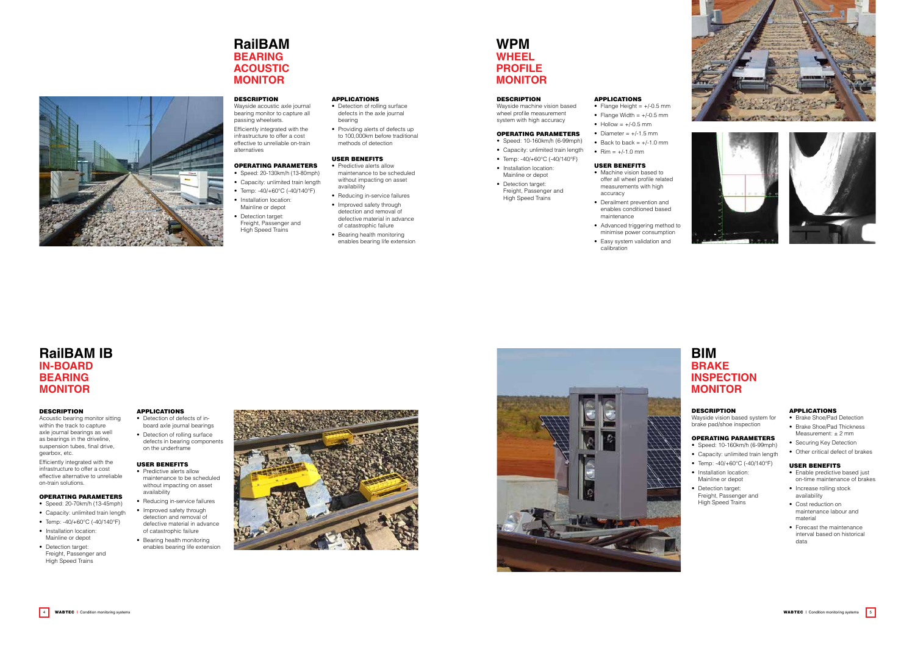# RailBAM
## BEARING ACOUSTIC MONITOR

### DESCRIPTION

Wayside acoustic axle journal bearing monitor to capture all passing wheelsets.

Efficiently integrated with the infrastructure to offer a cost effective to unreliable on-train alternatives

### OPERATING PARAMETERS

- Speed: 20-130km/h (13-80mph)
- Capacity: unlimited train length
- Temp: -40/+60°C (-40/140°F)
- Installation location: Mainline or depot
- Detection target: Freight, Passenger and High Speed Trains

### APPLICATIONS

- Detection of rolling surface defects in the axle journal bearing
- Providing alerts of defects up to 100,000km before traditional methods of detection

### USER BENEFITS

- Predictive alerts allow maintenance to be scheduled without impacting on asset availability
- Reducing in-service failures
- Improved safety through detection and removal of defective material in advance of catastrophic failure
- Bearing health monitoring enables bearing life extension

# WPM
## WHEEL PROFILE MONITOR

### DESCRIPTION

Wayside machine vision based wheel profile measurement system with high accuracy

### OPERATING PARAMETERS

- Speed: 10-160km/h (6-99mph)
- Capacity: unlimited train length
- Temp: -40/+60°C (-40/140°F)
- Installation location: Mainline or depot
- Detection target: Freight, Passenger and High Speed Trains

### APPLICATIONS

- Flange Height = +/-0.5 mm
- Flange Width = +/-0.5 mm
- Hollow = +/-0.5 mm
- Diameter = +/-1.5 mm
- Back to back = +/-1.0 mm
- Rim = +/-1.0 mm

### USER BENEFITS

- Machine vision based to offer all wheel profile related measurements with high accuracy
- Derailment prevention and enables conditioned based maintenance
- Advanced triggering method to minimise power consumption
- Easy system validation and calibration

# RailBAM IB
## IN-BOARD BEARING MONITOR

### DESCRIPTION

Acoustic bearing monitor sitting within the track to capture axle journal bearings as well as bearings in the driveline, suspension tubes, final drive, gearbox, etc.

Efficiently integrated with the infrastructure to offer a cost effective alternative to unreliable on-train solutions.

### OPERATING PARAMETERS

- Speed: 20-70km/h (13-45mph)
- Capacity: unlimited train length
- Temp: -40/+60°C (-40/140°F)
- Installation location: Mainline or depot
- Detection target: Freight, Passenger and High Speed Trains

### APPLICATIONS

- Detection of defects of in-board axle journal bearings
- Detection of rolling surface defects in bearing components on the underframe

### USER BENEFITS

- Predictive alerts allow maintenance to be scheduled without impacting on asset availability
- Reducing in-service failures
- Improved safety through detection and removal of defective material in advance of catastrophic failure
- Bearing health monitoring enables bearing life extension

# BIM
## BRAKE INSPECTION MONITOR

### DESCRIPTION

Wayside vision based system for brake pad/shoe inspection

### OPERATING PARAMETERS

- Speed: 10-160km/h (6-99mph)
- Capacity: unlimited train length
- Temp: -40/+60°C (-40/140°F)
- Installation location: Mainline or depot
- Detection target: Freight, Passenger and High Speed Trains

### APPLICATIONS

- Brake Shoe/Pad Detection
- Brake Shoe/Pad Thickness Measurement: ± 2 mm
- Securing Key Detection
- Other critical defect of brakes

### USER BENEFITS

- Enable predictive based just on-time maintenance of brakes
- Increase rolling stock availability
- Cost reduction on maintenance labour and material
- Forecast the maintenance interval based on historical data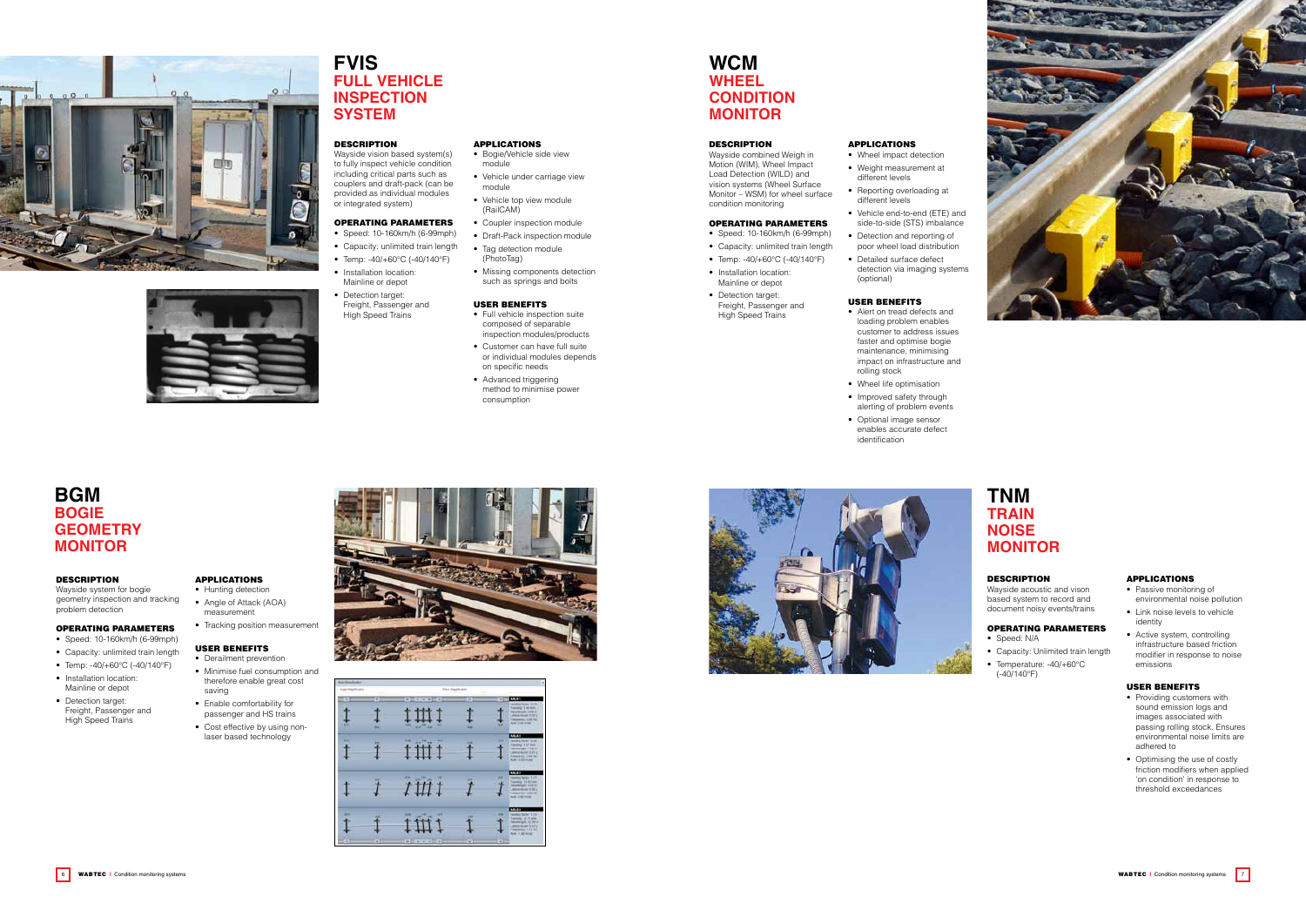# FVIS
## FULL VEHICLE INSPECTION SYSTEM

### DESCRIPTION

Wayside vision based system(s) to fully inspect vehicle condition including critical parts such as couplers and draft-pack (can be provided as individual modules or integrated system)

### OPERATING PARAMETERS

- Speed: 10-160km/h (6-99mph)
- Capacity: unlimited train length
- Temp: -40/+60°C (-40/140°F)
- Installation location: Mainline or depot
- Detection target: Freight, Passenger and High Speed Trains

### APPLICATIONS

- Bogie/Vehicle side view module
- Vehicle under carriage view module
- Vehicle top view module (RailCAM)
- Coupler inspection module
- Draft-Pack inspection module
- Tag detection module (PhotoTag)
- Missing components detection such as springs and bolts

### USER BENEFITS

- Full vehicle inspection suite composed of separable inspection modules/products
- Customer can have full suite or individual modules depends on specific needs
- Advanced triggering method to minimise power consumption

# WCM
## WHEEL CONDITION MONITOR

### DESCRIPTION

Wayside combined Weigh in Motion (WIM), Wheel Impact Load Detection (WILD) and vision systems (Wheel Surface Monitor – WSM) for wheel surface condition monitoring

### OPERATING PARAMETERS

- Speed: 10-160km/h (6-99mph)
- Capacity: unlimited train length
- Temp: -40/+60°C (-40/140°F)
- Installation location: Mainline or depot
- Detection target: Freight, Passenger and High Speed Trains

### APPLICATIONS

- Wheel impact detection
- Weight measurement at different levels
- Reporting overloading at different levels
- Vehicle end-to-end (ETE) and side-to-side (STS) imbalance
- Detection and reporting of poor wheel load distribution
- Detailed surface defect detection via imaging systems (optional)

### USER BENEFITS

- Alert on tread defects and loading problem enables customer to address issues faster and optimise bogie maintenance, minimising impact on infrastructure and rolling stock
- Wheel life optimisation
- Improved safety through alerting of problem events
- Optional image sensor enables accurate defect identification

# BGM
## BOGIE GEOMETRY MONITOR

### DESCRIPTION

Wayside system for bogie geometry inspection and tracking problem detection

### OPERATING PARAMETERS

- Speed: 10-160km/h (6-99mph)
- Capacity: unlimited train length
- Temp: -40/+60°C (-40/140°F)
- Installation location: Mainline or depot
- Detection target: Freight, Passenger and High Speed Trains

### APPLICATIONS

- Hunting detection
- Angle of Attack (AOA) measurement
- Tracking position measurement

### USER BENEFITS

- Derailment prevention
- Minimise fuel consumption and therefore enable great cost saving
- Enable comfortability for passenger and HS trains
- Cost effective by using non-laser based technology

# TNM
## TRAIN NOISE MONITOR

### DESCRIPTION

Wayside acoustic and vison based system to record and document noisy events/trains

### OPERATING PARAMETERS

- Speed: N/A
- Capacity: Unlimited train length
- Temperature: -40/+60°C (-40/140°F)

### APPLICATIONS

- Passive monitoring of environmental noise pollution
- Link noise levels to vehicle identity
- Active system, controlling infrastructure based friction modifier in response to noise emissions

### USER BENEFITS

- Providing customers with sound emission logs and images associated with passing rolling stock. Ensures environmental noise limits are adhered to
- Optimising the use of costly friction modifiers when applied 'on condition' in response to threshold exceedances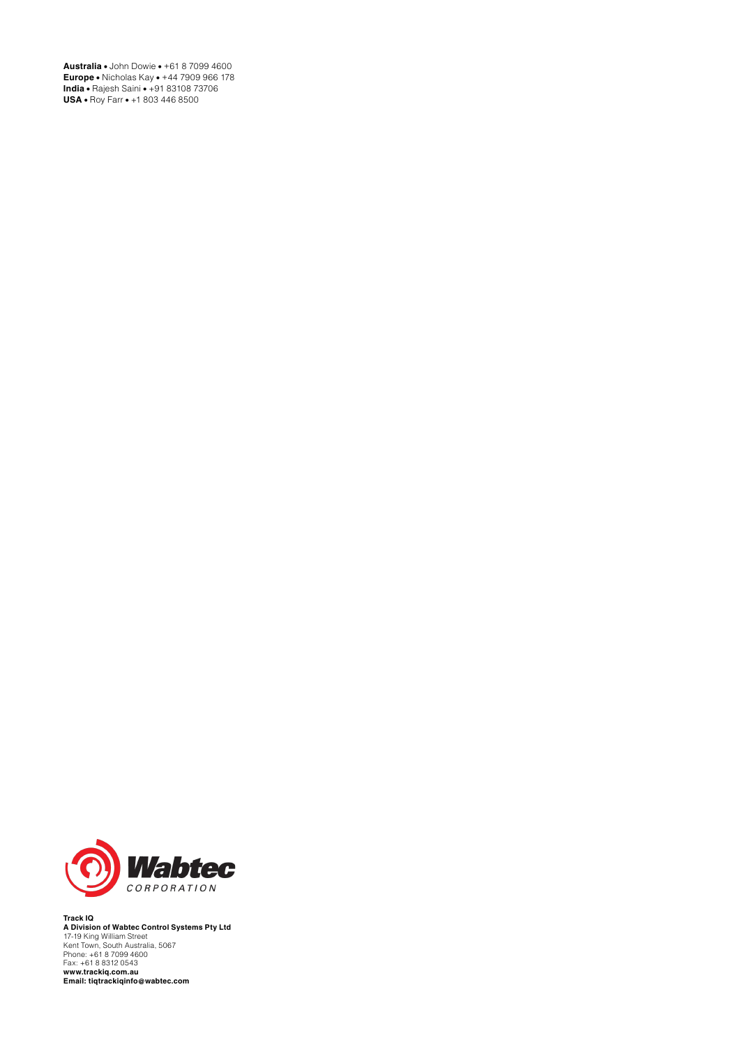**Australia** • John Dowie • +61 8 7099 4600
**Europe** • Nicholas Kay • +44 7909 966 178
**India** • Rajesh Saini • +91 83108 73706
**USA** • Roy Farr • +1 803 446 8500

Wabtec
CORPORATION

**Track IQ**
**A Division of Wabtec Control Systems Pty Ltd**
17-19 King William Street
Kent Town, South Australia, 5067
Phone: +61 8 7099 4600
Fax: +61 8 8312 0543
**www.trackiq.com.au**
**Email: tiqtrackiqinfo@wabtec.com**